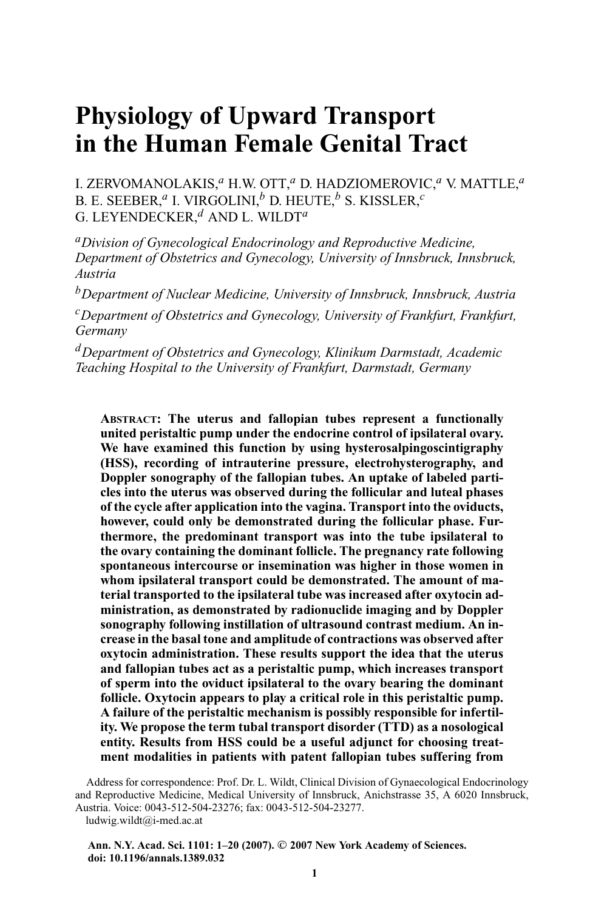# Physiology of Upward Transport in the Human Female Genital Tract

I. ZERVOMANOLAKIS,[a] H.W. OTT,[a] D. HADZIOMEROVIC,[a] V. MATTLE,[a] B. E. SEEBER,[a] I. VIRGOLINI,[b] D. HEUTE,[b] S. KISSLER,[c] G. LEYENDECKER,[d] AND L. WILDT[a]

[a]*Division of Gynecological Endocrinology and Reproductive Medicine, Department of Obstetrics and Gynecology, University of Innsbruck, Innsbruck, Austria*

[b]*Department of Nuclear Medicine, University of Innsbruck, Innsbruck, Austria*

[c]*Department of Obstetrics and Gynecology, University of Frankfurt, Frankfurt, Germany*

[d]*Department of Obstetrics and Gynecology, Klinikum Darmstadt, Academic Teaching Hospital to the University of Frankfurt, Darmstadt, Germany*

**ABSTRACT: The uterus and fallopian tubes represent a functionally united peristaltic pump under the endocrine control of ipsilateral ovary. We have examined this function by using hysterosalpingoscintigraphy (HSS), recording of intrauterine pressure, electrohysterography, and Doppler sonography of the fallopian tubes. An uptake of labeled particles into the uterus was observed during the follicular and luteal phases of the cycle after application into the vagina. Transport into the oviducts, however, could only be demonstrated during the follicular phase. Furthermore, the predominant transport was into the tube ipsilateral to the ovary containing the dominant follicle. The pregnancy rate following spontaneous intercourse or insemination was higher in those women in whom ipsilateral transport could be demonstrated. The amount of material transported to the ipsilateral tube was increased after oxytocin administration, as demonstrated by radionuclide imaging and by Doppler sonography following instillation of ultrasound contrast medium. An increase in the basal tone and amplitude of contractions was observed after oxytocin administration. These results support the idea that the uterus and fallopian tubes act as a peristaltic pump, which increases transport of sperm into the oviduct ipsilateral to the ovary bearing the dominant follicle. Oxytocin appears to play a critical role in this peristaltic pump. A failure of the peristaltic mechanism is possibly responsible for infertility. We propose the term tubal transport disorder (TTD) as a nosological entity. Results from HSS could be a useful adjunct for choosing treatment modalities in patients with patent fallopian tubes suffering from**

Address for correspondence: Prof. Dr. L. Wildt, Clinical Division of Gynaecological Endocrinology and Reproductive Medicine, Medical University of Innsbruck, Anichstrasse 35, A 6020 Innsbruck, Austria. Voice: 0043-512-504-23276; fax: 0043-512-504-23277.
ludwig.wildt@i-med.ac.at

Ann. N.Y. Acad. Sci. 1101: 1–20 (2007). © 2007 New York Academy of Sciences.
doi: 10.1196/annals.1389.032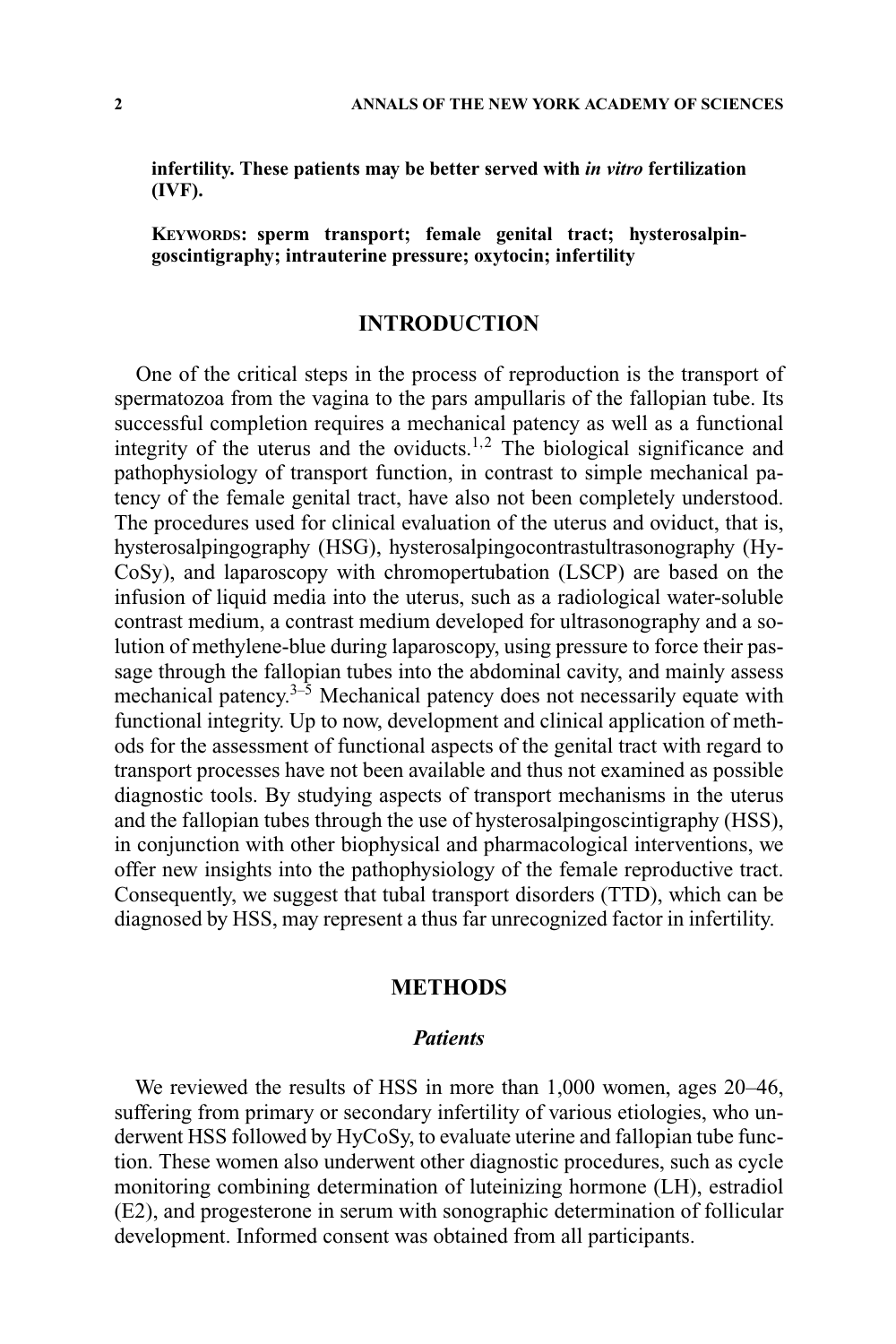**infertility. These patients may be better served with *in vitro* fertilization (IVF).**

**KEYWORDS: sperm transport; female genital tract; hysterosalpingoscintigraphy; intrauterine pressure; oxytocin; infertility**

## INTRODUCTION

One of the critical steps in the process of reproduction is the transport of spermatozoa from the vagina to the pars ampullaris of the fallopian tube. Its successful completion requires a mechanical patency as well as a functional integrity of the uterus and the oviducts.[1,2] The biological significance and pathophysiology of transport function, in contrast to simple mechanical patency of the female genital tract, have also not been completely understood. The procedures used for clinical evaluation of the uterus and oviduct, that is, hysterosalpingography (HSG), hysterosalpingocontrastultrasonography (HyCoSy), and laparoscopy with chromopertubation (LSCP) are based on the infusion of liquid media into the uterus, such as a radiological water-soluble contrast medium, a contrast medium developed for ultrasonography and a solution of methylene-blue during laparoscopy, using pressure to force their passage through the fallopian tubes into the abdominal cavity, and mainly assess mechanical patency.[3–5] Mechanical patency does not necessarily equate with functional integrity. Up to now, development and clinical application of methods for the assessment of functional aspects of the genital tract with regard to transport processes have not been available and thus not examined as possible diagnostic tools. By studying aspects of transport mechanisms in the uterus and the fallopian tubes through the use of hysterosalpingoscintigraphy (HSS), in conjunction with other biophysical and pharmacological interventions, we offer new insights into the pathophysiology of the female reproductive tract. Consequently, we suggest that tubal transport disorders (TTD), which can be diagnosed by HSS, may represent a thus far unrecognized factor in infertility.

## METHODS

### *Patients*

We reviewed the results of HSS in more than 1,000 women, ages 20–46, suffering from primary or secondary infertility of various etiologies, who underwent HSS followed by HyCoSy, to evaluate uterine and fallopian tube function. These women also underwent other diagnostic procedures, such as cycle monitoring combining determination of luteinizing hormone (LH), estradiol (E2), and progesterone in serum with sonographic determination of follicular development. Informed consent was obtained from all participants.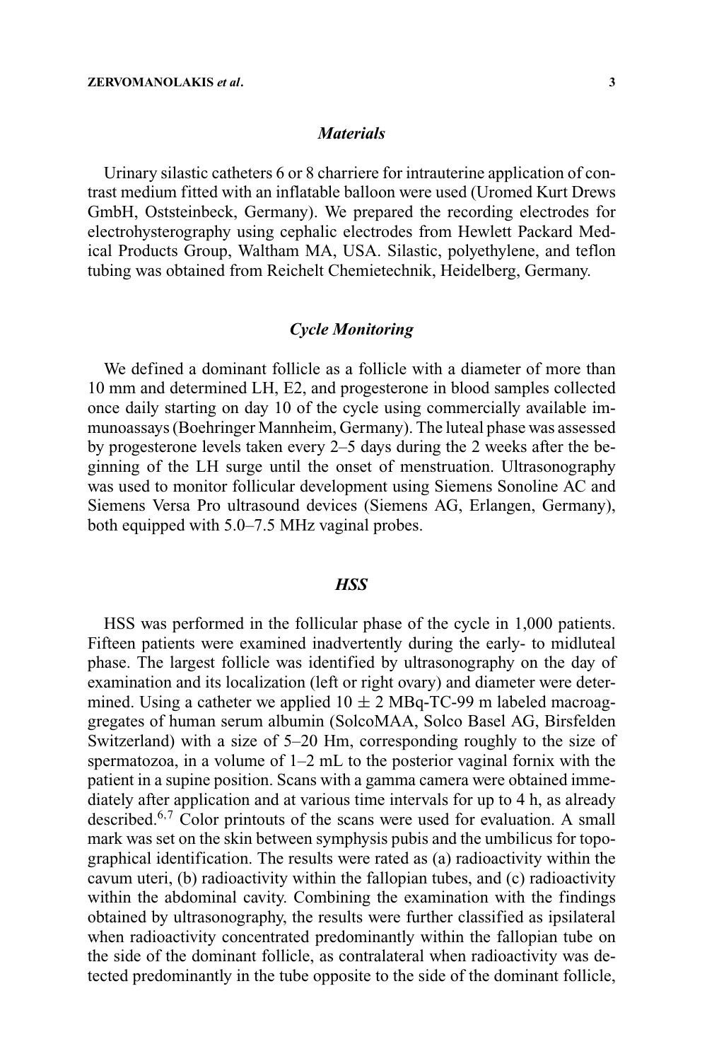### *Materials*

Urinary silastic catheters 6 or 8 charriere for intrauterine application of contrast medium fitted with an inflatable balloon were used (Uromed Kurt Drews GmbH, Oststeinbeck, Germany). We prepared the recording electrodes for electrohysterography using cephalic electrodes from Hewlett Packard Medical Products Group, Waltham MA, USA. Silastic, polyethylene, and teflon tubing was obtained from Reichelt Chemietechnik, Heidelberg, Germany.

### *Cycle Monitoring*

We defined a dominant follicle as a follicle with a diameter of more than 10 mm and determined LH, E2, and progesterone in blood samples collected once daily starting on day 10 of the cycle using commercially available immunoassays (Boehringer Mannheim, Germany). The luteal phase was assessed by progesterone levels taken every 2–5 days during the 2 weeks after the beginning of the LH surge until the onset of menstruation. Ultrasonography was used to monitor follicular development using Siemens Sonoline AC and Siemens Versa Pro ultrasound devices (Siemens AG, Erlangen, Germany), both equipped with 5.0–7.5 MHz vaginal probes.

### *HSS*

HSS was performed in the follicular phase of the cycle in 1,000 patients. Fifteen patients were examined inadvertently during the early- to midluteal phase. The largest follicle was identified by ultrasonography on the day of examination and its localization (left or right ovary) and diameter were determined. Using a catheter we applied $10 \pm 2$ MBq-TC-99 m labeled macroaggregates of human serum albumin (SolcoMAA, Solco Basel AG, Birsfelden Switzerland) with a size of 5–20 Hm, corresponding roughly to the size of spermatozoa, in a volume of 1–2 mL to the posterior vaginal fornix with the patient in a supine position. Scans with a gamma camera were obtained immediately after application and at various time intervals for up to 4 h, as already described.[6,7] Color printouts of the scans were used for evaluation. A small mark was set on the skin between symphysis pubis and the umbilicus for topographical identification. The results were rated as (a) radioactivity within the cavum uteri, (b) radioactivity within the fallopian tubes, and (c) radioactivity within the abdominal cavity. Combining the examination with the findings obtained by ultrasonography, the results were further classified as ipsilateral when radioactivity concentrated predominantly within the fallopian tube on the side of the dominant follicle, as contralateral when radioactivity was detected predominantly in the tube opposite to the side of the dominant follicle,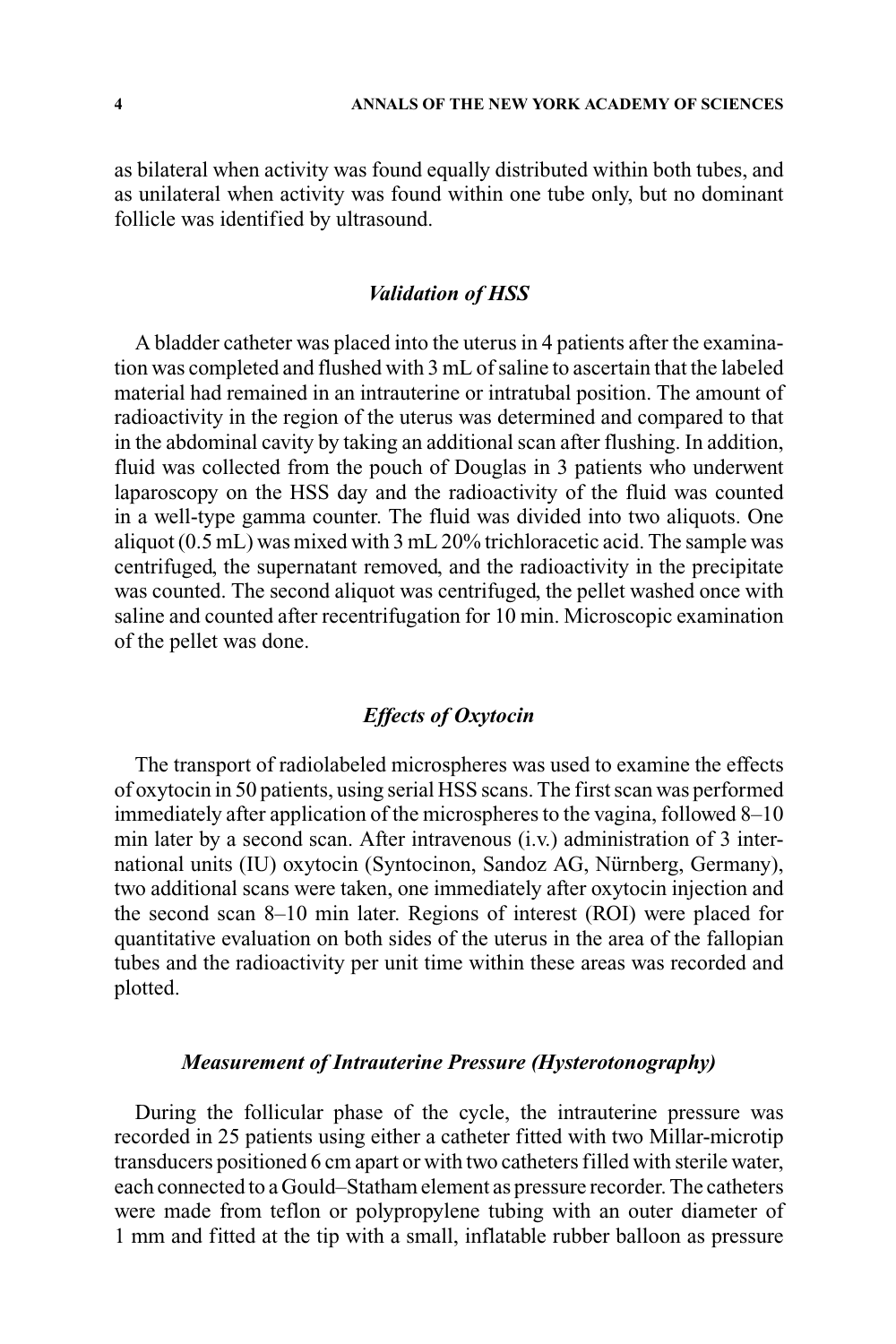as bilateral when activity was found equally distributed within both tubes, and as unilateral when activity was found within one tube only, but no dominant follicle was identified by ultrasound.

### *Validation of HSS*

A bladder catheter was placed into the uterus in 4 patients after the examination was completed and flushed with 3 mL of saline to ascertain that the labeled material had remained in an intrauterine or intratubal position. The amount of radioactivity in the region of the uterus was determined and compared to that in the abdominal cavity by taking an additional scan after flushing. In addition, fluid was collected from the pouch of Douglas in 3 patients who underwent laparoscopy on the HSS day and the radioactivity of the fluid was counted in a well-type gamma counter. The fluid was divided into two aliquots. One aliquot (0.5 mL) was mixed with 3 mL 20% trichloracetic acid. The sample was centrifuged, the supernatant removed, and the radioactivity in the precipitate was counted. The second aliquot was centrifuged, the pellet washed once with saline and counted after recentrifugation for 10 min. Microscopic examination of the pellet was done.

### *Effects of Oxytocin*

The transport of radiolabeled microspheres was used to examine the effects of oxytocin in 50 patients, using serial HSS scans. The first scan was performed immediately after application of the microspheres to the vagina, followed 8–10 min later by a second scan. After intravenous (i.v.) administration of 3 international units (IU) oxytocin (Syntocinon, Sandoz AG, Nürnberg, Germany), two additional scans were taken, one immediately after oxytocin injection and the second scan 8–10 min later. Regions of interest (ROI) were placed for quantitative evaluation on both sides of the uterus in the area of the fallopian tubes and the radioactivity per unit time within these areas was recorded and plotted.

### *Measurement of Intrauterine Pressure (Hysterotonography)*

During the follicular phase of the cycle, the intrauterine pressure was recorded in 25 patients using either a catheter fitted with two Millar-microtip transducers positioned 6 cm apart or with two catheters filled with sterile water, each connected to a Gould–Statham element as pressure recorder. The catheters were made from teflon or polypropylene tubing with an outer diameter of 1 mm and fitted at the tip with a small, inflatable rubber balloon as pressure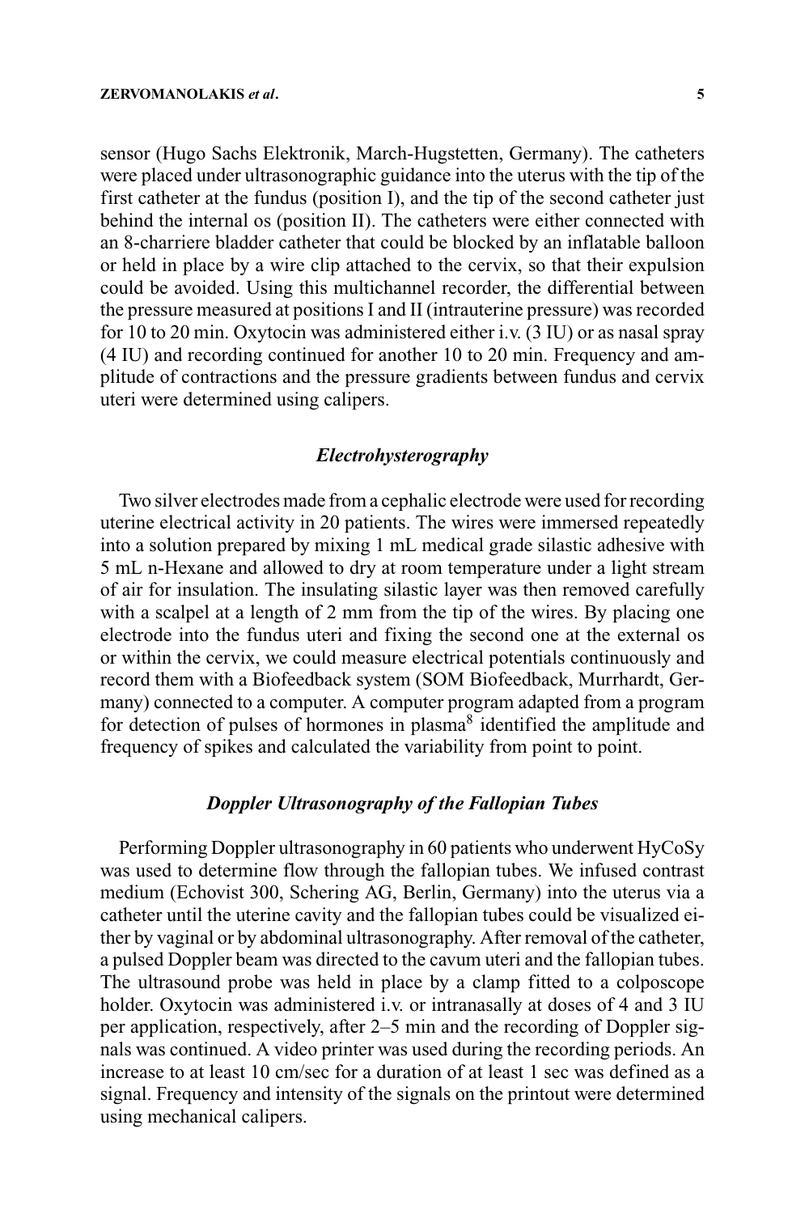sensor (Hugo Sachs Elektronik, March-Hugstetten, Germany). The catheters were placed under ultrasonographic guidance into the uterus with the tip of the first catheter at the fundus (position I), and the tip of the second catheter just behind the internal os (position II). The catheters were either connected with an 8-charriere bladder catheter that could be blocked by an inflatable balloon or held in place by a wire clip attached to the cervix, so that their expulsion could be avoided. Using this multichannel recorder, the differential between the pressure measured at positions I and II (intrauterine pressure) was recorded for 10 to 20 min. Oxytocin was administered either i.v. (3 IU) or as nasal spray (4 IU) and recording continued for another 10 to 20 min. Frequency and amplitude of contractions and the pressure gradients between fundus and cervix uteri were determined using calipers.

### *Electrohysterography*

Two silver electrodes made from a cephalic electrode were used for recording uterine electrical activity in 20 patients. The wires were immersed repeatedly into a solution prepared by mixing 1 mL medical grade silastic adhesive with 5 mL n-Hexane and allowed to dry at room temperature under a light stream of air for insulation. The insulating silastic layer was then removed carefully with a scalpel at a length of 2 mm from the tip of the wires. By placing one electrode into the fundus uteri and fixing the second one at the external os or within the cervix, we could measure electrical potentials continuously and record them with a Biofeedback system (SOM Biofeedback, Murrhardt, Germany) connected to a computer. A computer program adapted from a program for detection of pulses of hormones in plasma[8] identified the amplitude and frequency of spikes and calculated the variability from point to point.

### *Doppler Ultrasonography of the Fallopian Tubes*

Performing Doppler ultrasonography in 60 patients who underwent HyCoSy was used to determine flow through the fallopian tubes. We infused contrast medium (Echovist 300, Schering AG, Berlin, Germany) into the uterus via a catheter until the uterine cavity and the fallopian tubes could be visualized either by vaginal or by abdominal ultrasonography. After removal of the catheter, a pulsed Doppler beam was directed to the cavum uteri and the fallopian tubes. The ultrasound probe was held in place by a clamp fitted to a colposcope holder. Oxytocin was administered i.v. or intranasally at doses of 4 and 3 IU per application, respectively, after 2–5 min and the recording of Doppler signals was continued. A video printer was used during the recording periods. An increase to at least 10 cm/sec for a duration of at least 1 sec was defined as a signal. Frequency and intensity of the signals on the printout were determined using mechanical calipers.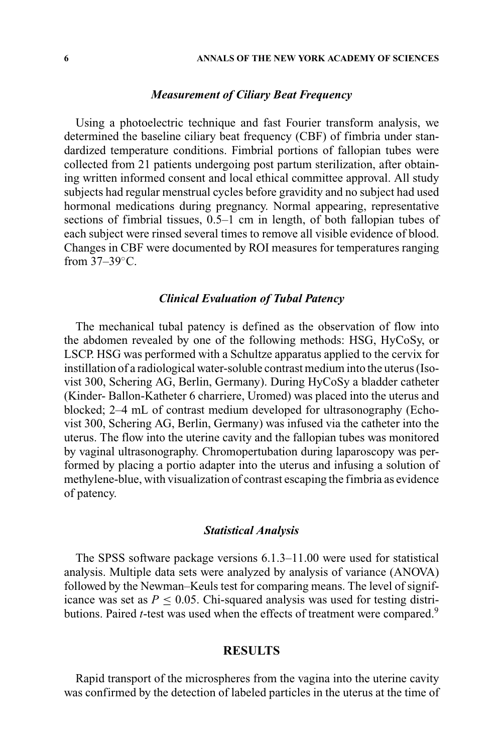### *Measurement of Ciliary Beat Frequency*

Using a photoelectric technique and fast Fourier transform analysis, we determined the baseline ciliary beat frequency (CBF) of fimbria under standardized temperature conditions. Fimbrial portions of fallopian tubes were collected from 21 patients undergoing post partum sterilization, after obtaining written informed consent and local ethical committee approval. All study subjects had regular menstrual cycles before gravidity and no subject had used hormonal medications during pregnancy. Normal appearing, representative sections of fimbrial tissues, 0.5–1 cm in length, of both fallopian tubes of each subject were rinsed several times to remove all visible evidence of blood. Changes in CBF were documented by ROI measures for temperatures ranging from 37–39°C.

### *Clinical Evaluation of Tubal Patency*

The mechanical tubal patency is defined as the observation of flow into the abdomen revealed by one of the following methods: HSG, HyCoSy, or LSCP. HSG was performed with a Schultze apparatus applied to the cervix for instillation of a radiological water-soluble contrast medium into the uterus (Isovist 300, Schering AG, Berlin, Germany). During HyCoSy a bladder catheter (Kinder- Ballon-Katheter 6 charriere, Uromed) was placed into the uterus and blocked; 2–4 mL of contrast medium developed for ultrasonography (Echovist 300, Schering AG, Berlin, Germany) was infused via the catheter into the uterus. The flow into the uterine cavity and the fallopian tubes was monitored by vaginal ultrasonography. Chromopertubation during laparoscopy was performed by placing a portio adapter into the uterus and infusing a solution of methylene-blue, with visualization of contrast escaping the fimbria as evidence of patency.

### *Statistical Analysis*

The SPSS software package versions 6.1.3–11.00 were used for statistical analysis. Multiple data sets were analyzed by analysis of variance (ANOVA) followed by the Newman–Keuls test for comparing means. The level of significance was set as $P \leq 0.05$. Chi-squared analysis was used for testing distributions. Paired $t$-test was used when the effects of treatment were compared.[9]

## RESULTS

Rapid transport of the microspheres from the vagina into the uterine cavity was confirmed by the detection of labeled particles in the uterus at the time of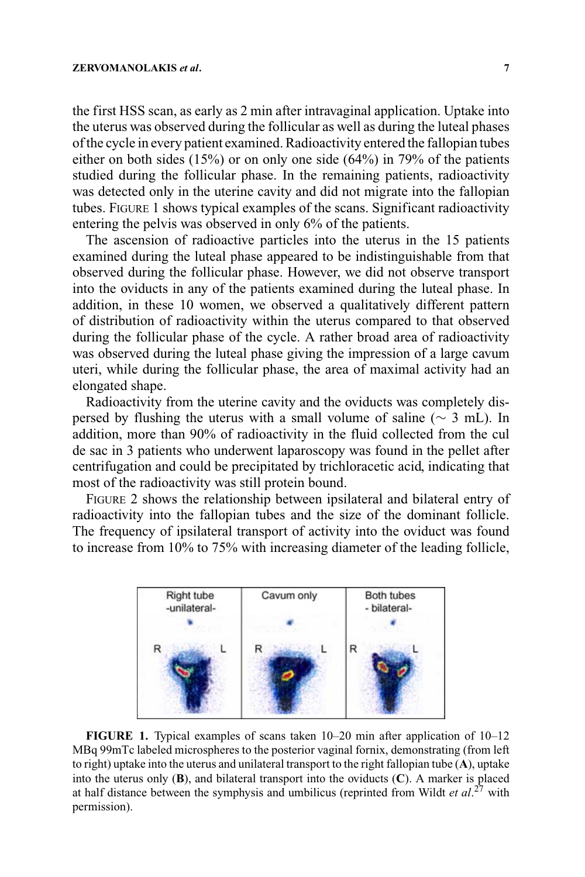the first HSS scan, as early as 2 min after intravaginal application. Uptake into the uterus was observed during the follicular as well as during the luteal phases of the cycle in every patient examined. Radioactivity entered the fallopian tubes either on both sides (15%) or on only one side (64%) in 79% of the patients studied during the follicular phase. In the remaining patients, radioactivity was detected only in the uterine cavity and did not migrate into the fallopian tubes. FIGURE 1 shows typical examples of the scans. Significant radioactivity entering the pelvis was observed in only 6% of the patients.

The ascension of radioactive particles into the uterus in the 15 patients examined during the luteal phase appeared to be indistinguishable from that observed during the follicular phase. However, we did not observe transport into the oviducts in any of the patients examined during the luteal phase. In addition, in these 10 women, we observed a qualitatively different pattern of distribution of radioactivity within the uterus compared to that observed during the follicular phase of the cycle. A rather broad area of radioactivity was observed during the luteal phase giving the impression of a large cavum uteri, while during the follicular phase, the area of maximal activity had an elongated shape.

Radioactivity from the uterine cavity and the oviducts was completely dispersed by flushing the uterus with a small volume of saline (~ 3 mL). In addition, more than 90% of radioactivity in the fluid collected from the cul de sac in 3 patients who underwent laparoscopy was found in the pellet after centrifugation and could be precipitated by trichloracetic acid, indicating that most of the radioactivity was still protein bound.

FIGURE 2 shows the relationship between ipsilateral and bilateral entry of radioactivity into the fallopian tubes and the size of the dominant follicle. The frequency of ipsilateral transport of activity into the oviduct was found to increase from 10% to 75% with increasing diameter of the leading follicle,

**FIGURE 1.** Typical examples of scans taken 10–20 min after application of 10–12 MBq 99mTc labeled microspheres to the posterior vaginal fornix, demonstrating (from left to right) uptake into the uterus and unilateral transport to the right fallopian tube (**A**), uptake into the uterus only (**B**), and bilateral transport into the oviducts (**C**). A marker is placed at half distance between the symphysis and umbilicus (reprinted from Wildt *et al*.[27] with permission).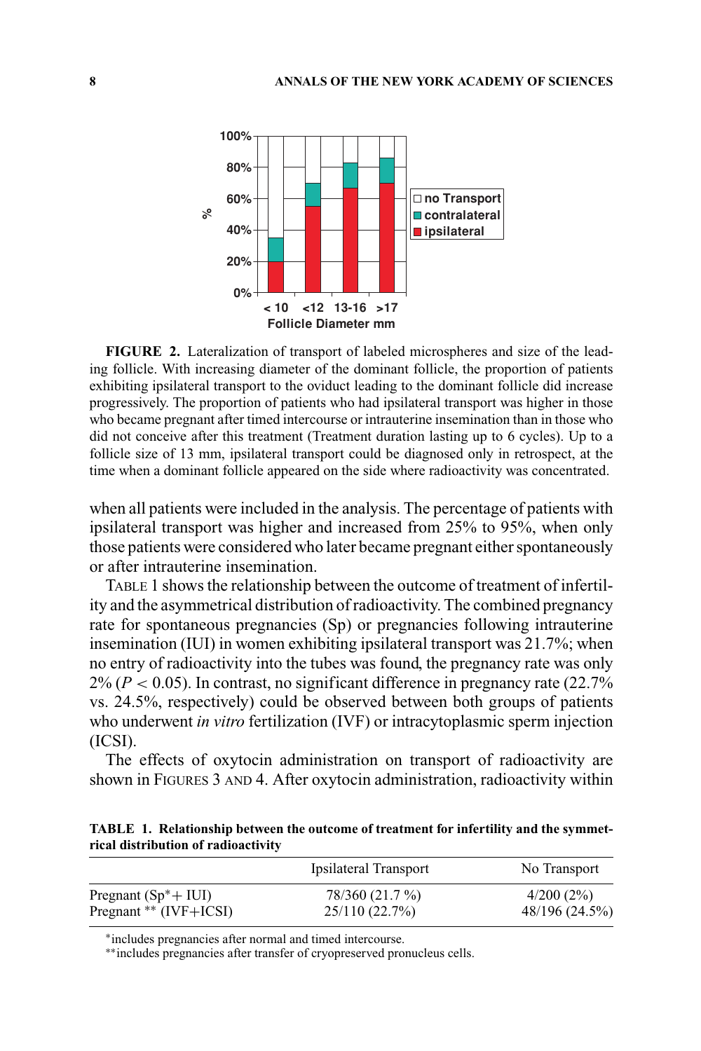**FIGURE 2.** Lateralization of transport of labeled microspheres and size of the leading follicle. With increasing diameter of the dominant follicle, the proportion of patients exhibiting ipsilateral transport to the oviduct leading to the dominant follicle did increase progressively. The proportion of patients who had ipsilateral transport was higher in those who became pregnant after timed intercourse or intrauterine insemination than in those who did not conceive after this treatment (Treatment duration lasting up to 6 cycles). Up to a follicle size of 13 mm, ipsilateral transport could be diagnosed only in retrospect, at the time when a dominant follicle appeared on the side where radioactivity was concentrated.

when all patients were included in the analysis. The percentage of patients with ipsilateral transport was higher and increased from 25% to 95%, when only those patients were considered who later became pregnant either spontaneously or after intrauterine insemination.

TABLE 1 shows the relationship between the outcome of treatment of infertility and the asymmetrical distribution of radioactivity. The combined pregnancy rate for spontaneous pregnancies (Sp) or pregnancies following intrauterine insemination (IUI) in women exhibiting ipsilateral transport was 21.7%; when no entry of radioactivity into the tubes was found, the pregnancy rate was only 2% ($P < 0.05$). In contrast, no significant difference in pregnancy rate (22.7% vs. 24.5%, respectively) could be observed between both groups of patients who underwent *in vitro* fertilization (IVF) or intracytoplasmic sperm injection (ICSI).

The effects of oxytocin administration on transport of radioactivity are shown in FIGURES 3 AND 4. After oxytocin administration, radioactivity within

**TABLE 1. Relationship between the outcome of treatment for infertility and the symmetrical distribution of radioactivity**

| | Ipsilateral Transport | No Transport |
|---|---|---|
| Pregnant (Sp* + IUI) | 78/360 (21.7 %) | 4/200 (2%) |
| Pregnant ** (IVF+ICSI) | 25/110 (22.7%) | 48/196 (24.5%) |

*includes pregnancies after normal and timed intercourse.

**includes pregnancies after transfer of cryopreserved pronucleus cells.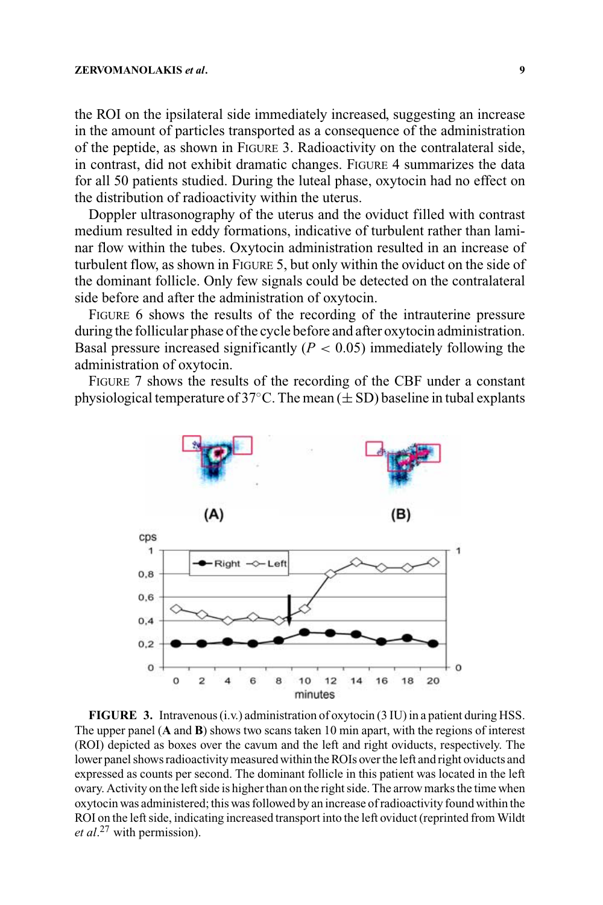the ROI on the ipsilateral side immediately increased, suggesting an increase in the amount of particles transported as a consequence of the administration of the peptide, as shown in FIGURE 3. Radioactivity on the contralateral side, in contrast, did not exhibit dramatic changes. FIGURE 4 summarizes the data for all 50 patients studied. During the luteal phase, oxytocin had no effect on the distribution of radioactivity within the uterus.

Doppler ultrasonography of the uterus and the oviduct filled with contrast medium resulted in eddy formations, indicative of turbulent rather than laminar flow within the tubes. Oxytocin administration resulted in an increase of turbulent flow, as shown in FIGURE 5, but only within the oviduct on the side of the dominant follicle. Only few signals could be detected on the contralateral side before and after the administration of oxytocin.

FIGURE 6 shows the results of the recording of the intrauterine pressure during the follicular phase of the cycle before and after oxytocin administration. Basal pressure increased significantly ($P < 0.05$) immediately following the administration of oxytocin.

FIGURE 7 shows the results of the recording of the CBF under a constant physiological temperature of 37°C. The mean (± SD) baseline in tubal explants

**FIGURE 3.** Intravenous (i.v.) administration of oxytocin (3 IU) in a patient during HSS. The upper panel (**A** and **B**) shows two scans taken 10 min apart, with the regions of interest (ROI) depicted as boxes over the cavum and the left and right oviducts, respectively. The lower panel shows radioactivity measured within the ROIs over the left and right oviducts and expressed as counts per second. The dominant follicle in this patient was located in the left ovary. Activity on the left side is higher than on the right side. The arrow marks the time when oxytocin was administered; this was followed by an increase of radioactivity found within the ROI on the left side, indicating increased transport into the left oviduct (reprinted from Wildt *et al*.[27] with permission).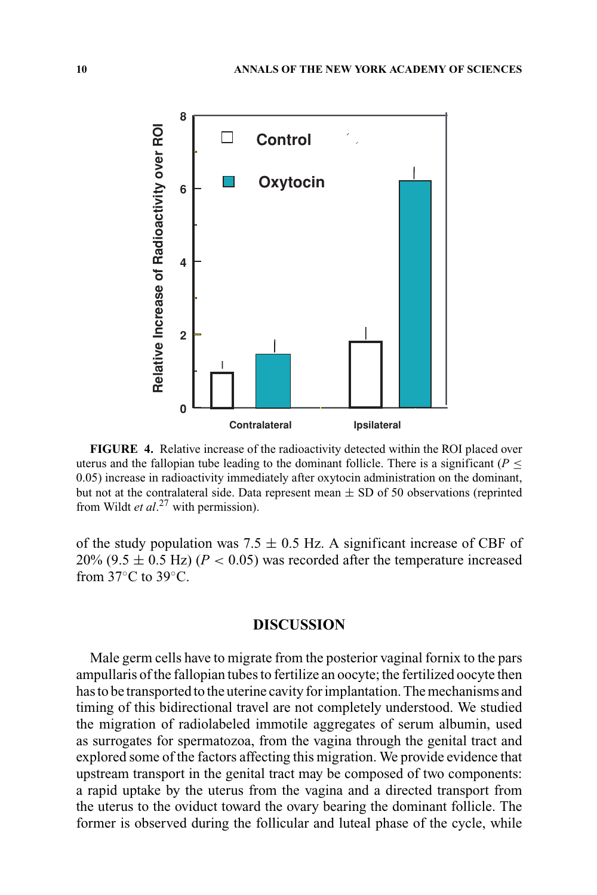**FIGURE 4.** Relative increase of the radioactivity detected within the ROI placed over uterus and the fallopian tube leading to the dominant follicle. There is a significant ($P \leq 0.05$) increase in radioactivity immediately after oxytocin administration on the dominant, but not at the contralateral side. Data represent mean ± SD of 50 observations (reprinted from Wildt *et al*.[27] with permission).

of the study population was 7.5 ± 0.5 Hz. A significant increase of CBF of 20% (9.5 ± 0.5 Hz) ($P < 0.05$) was recorded after the temperature increased from 37°C to 39°C.

## DISCUSSION

Male germ cells have to migrate from the posterior vaginal fornix to the pars ampullaris of the fallopian tubes to fertilize an oocyte; the fertilized oocyte then has to be transported to the uterine cavity for implantation. The mechanisms and timing of this bidirectional travel are not completely understood. We studied the migration of radiolabeled immotile aggregates of serum albumin, used as surrogates for spermatozoa, from the vagina through the genital tract and explored some of the factors affecting this migration. We provide evidence that upstream transport in the genital tract may be composed of two components: a rapid uptake by the uterus from the vagina and a directed transport from the uterus to the oviduct toward the ovary bearing the dominant follicle. The former is observed during the follicular and luteal phase of the cycle, while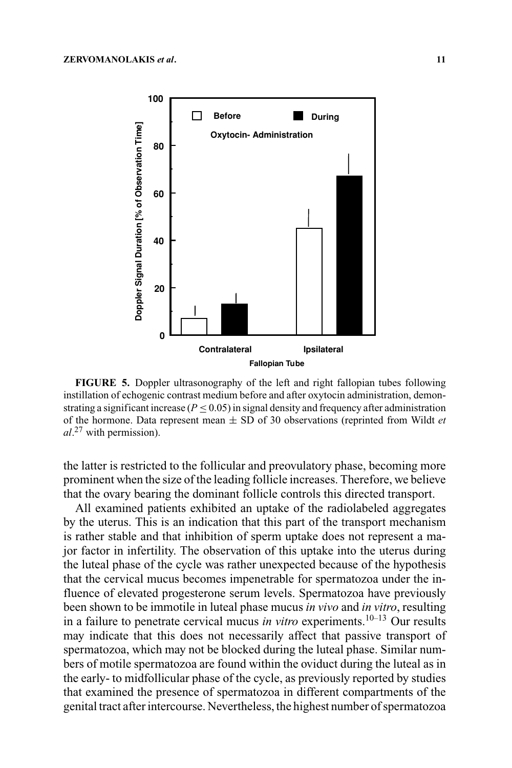**FIGURE 5.** Doppler ultrasonography of the left and right fallopian tubes following instillation of echogenic contrast medium before and after oxytocin administration, demonstrating a significant increase ($P \leq 0.05$) in signal density and frequency after administration of the hormone. Data represent mean ± SD of 30 observations (reprinted from Wildt *et al*.[27] with permission).

the latter is restricted to the follicular and preovulatory phase, becoming more prominent when the size of the leading follicle increases. Therefore, we believe that the ovary bearing the dominant follicle controls this directed transport.

All examined patients exhibited an uptake of the radiolabeled aggregates by the uterus. This is an indication that this part of the transport mechanism is rather stable and that inhibition of sperm uptake does not represent a major factor in infertility. The observation of this uptake into the uterus during the luteal phase of the cycle was rather unexpected because of the hypothesis that the cervical mucus becomes impenetrable for spermatozoa under the influence of elevated progesterone serum levels. Spermatozoa have previously been shown to be immotile in luteal phase mucus *in vivo* and *in vitro*, resulting in a failure to penetrate cervical mucus *in vitro* experiments.[10–13] Our results may indicate that this does not necessarily affect that passive transport of spermatozoa, which may not be blocked during the luteal phase. Similar numbers of motile spermatozoa are found within the oviduct during the luteal as in the early- to midfollicular phase of the cycle, as previously reported by studies that examined the presence of spermatozoa in different compartments of the genital tract after intercourse. Nevertheless, the highest number of spermatozoa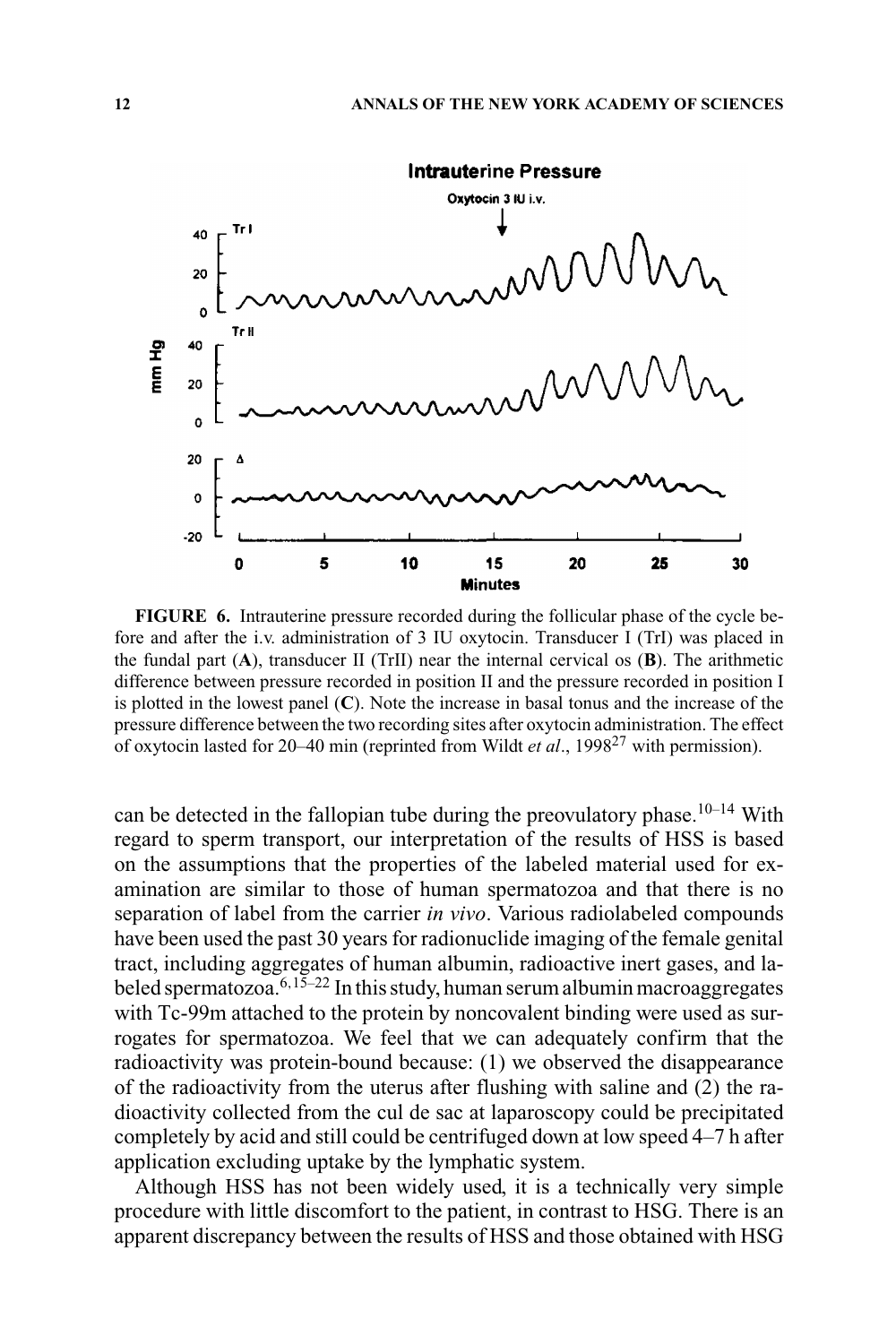**FIGURE 6.** Intrauterine pressure recorded during the follicular phase of the cycle before and after the i.v. administration of 3 IU oxytocin. Transducer I (TrI) was placed in the fundal part (**A**), transducer II (TrII) near the internal cervical os (**B**). The arithmetic difference between pressure recorded in position II and the pressure recorded in position I is plotted in the lowest panel (**C**). Note the increase in basal tonus and the increase of the pressure difference between the two recording sites after oxytocin administration. The effect of oxytocin lasted for 20–40 min (reprinted from Wildt *et al*., 1998[27] with permission).

can be detected in the fallopian tube during the preovulatory phase.[10–14] With regard to sperm transport, our interpretation of the results of HSS is based on the assumptions that the properties of the labeled material used for examination are similar to those of human spermatozoa and that there is no separation of label from the carrier *in vivo*. Various radiolabeled compounds have been used the past 30 years for radionuclide imaging of the female genital tract, including aggregates of human albumin, radioactive inert gases, and labeled spermatozoa.[6,15–22] In this study, human serum albumin macroaggregates with Tc-99m attached to the protein by noncovalent binding were used as surrogates for spermatozoa. We feel that we can adequately confirm that the radioactivity was protein-bound because: (1) we observed the disappearance of the radioactivity from the uterus after flushing with saline and (2) the radioactivity collected from the cul de sac at laparoscopy could be precipitated completely by acid and still could be centrifuged down at low speed 4–7 h after application excluding uptake by the lymphatic system.

Although HSS has not been widely used, it is a technically very simple procedure with little discomfort to the patient, in contrast to HSG. There is an apparent discrepancy between the results of HSS and those obtained with HSG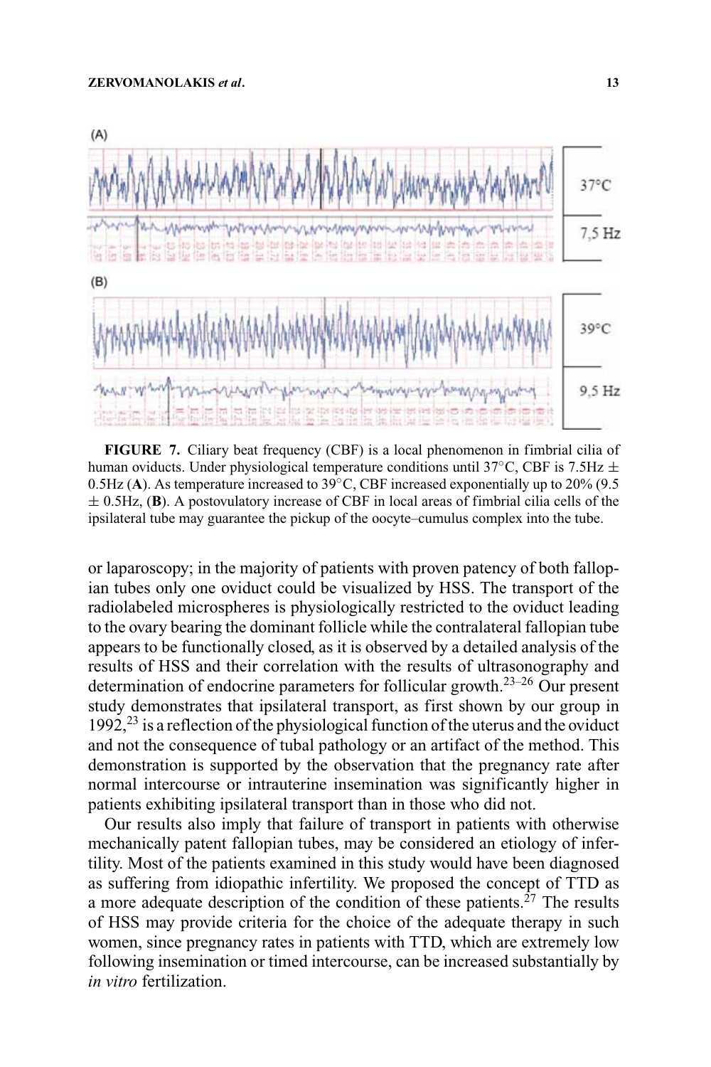**FIGURE 7.** Ciliary beat frequency (CBF) is a local phenomenon in fimbrial cilia of human oviducts. Under physiological temperature conditions until 37°C, CBF is 7.5Hz ± 0.5Hz (**A**). As temperature increased to 39°C, CBF increased exponentially up to 20% (9.5 ± 0.5Hz, (**B**). A postovulatory increase of CBF in local areas of fimbrial cilia cells of the ipsilateral tube may guarantee the pickup of the oocyte–cumulus complex into the tube.

or laparoscopy; in the majority of patients with proven patency of both fallopian tubes only one oviduct could be visualized by HSS. The transport of the radiolabeled microspheres is physiologically restricted to the oviduct leading to the ovary bearing the dominant follicle while the contralateral fallopian tube appears to be functionally closed, as it is observed by a detailed analysis of the results of HSS and their correlation with the results of ultrasonography and determination of endocrine parameters for follicular growth.[23–26] Our present study demonstrates that ipsilateral transport, as first shown by our group in 1992,[23] is a reflection of the physiological function of the uterus and the oviduct and not the consequence of tubal pathology or an artifact of the method. This demonstration is supported by the observation that the pregnancy rate after normal intercourse or intrauterine insemination was significantly higher in patients exhibiting ipsilateral transport than in those who did not.

Our results also imply that failure of transport in patients with otherwise mechanically patent fallopian tubes, may be considered an etiology of infertility. Most of the patients examined in this study would have been diagnosed as suffering from idiopathic infertility. We proposed the concept of TTD as a more adequate description of the condition of these patients.[27] The results of HSS may provide criteria for the choice of the adequate therapy in such women, since pregnancy rates in patients with TTD, which are extremely low following insemination or timed intercourse, can be increased substantially by *in vitro* fertilization.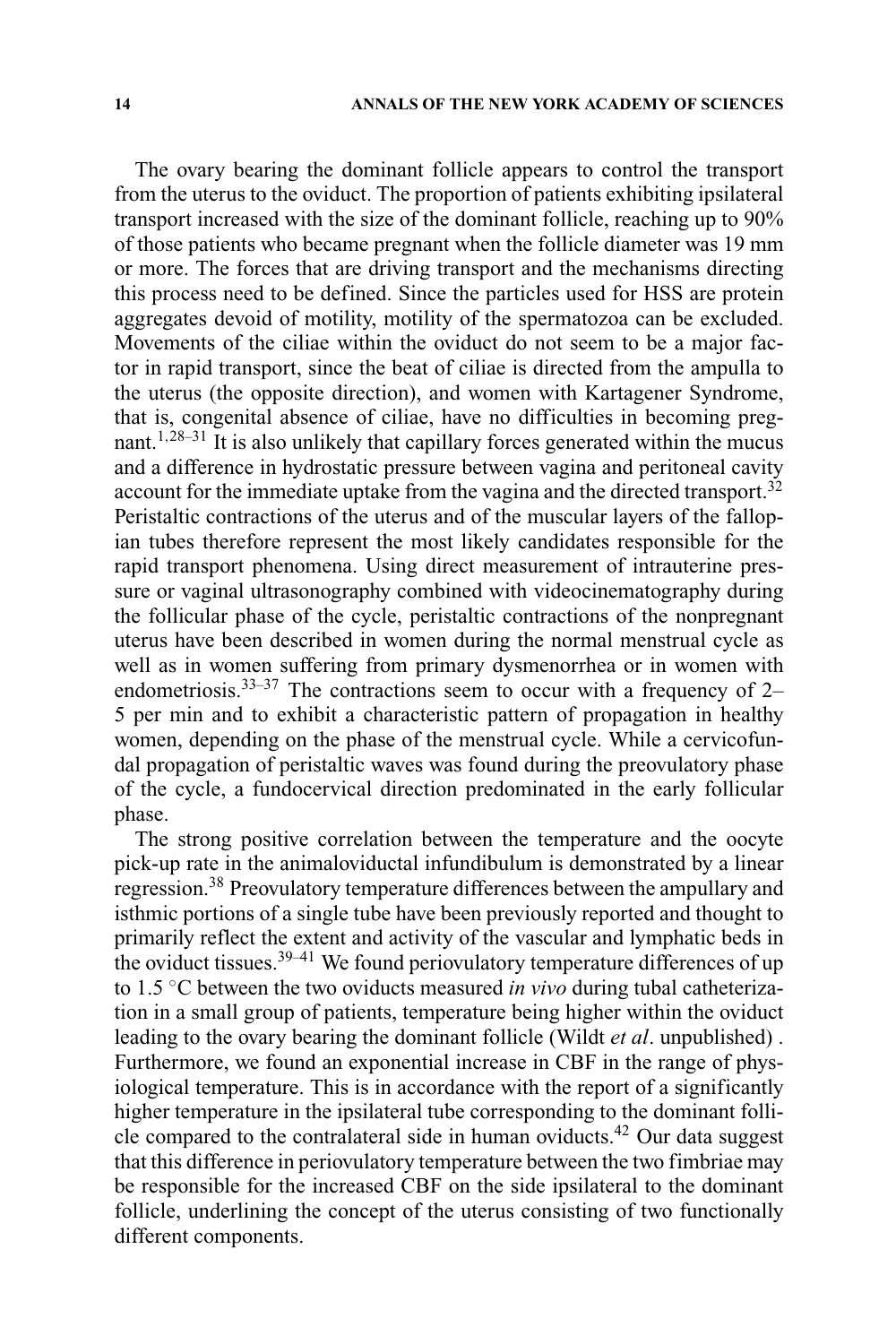The ovary bearing the dominant follicle appears to control the transport from the uterus to the oviduct. The proportion of patients exhibiting ipsilateral transport increased with the size of the dominant follicle, reaching up to 90% of those patients who became pregnant when the follicle diameter was 19 mm or more. The forces that are driving transport and the mechanisms directing this process need to be defined. Since the particles used for HSS are protein aggregates devoid of motility, motility of the spermatozoa can be excluded. Movements of the ciliae within the oviduct do not seem to be a major factor in rapid transport, since the beat of ciliae is directed from the ampulla to the uterus (the opposite direction), and women with Kartagener Syndrome, that is, congenital absence of ciliae, have no difficulties in becoming pregnant.[1,28–31] It is also unlikely that capillary forces generated within the mucus and a difference in hydrostatic pressure between vagina and peritoneal cavity account for the immediate uptake from the vagina and the directed transport.[32] Peristaltic contractions of the uterus and of the muscular layers of the fallopian tubes therefore represent the most likely candidates responsible for the rapid transport phenomena. Using direct measurement of intrauterine pressure or vaginal ultrasonography combined with videocinematography during the follicular phase of the cycle, peristaltic contractions of the nonpregnant uterus have been described in women during the normal menstrual cycle as well as in women suffering from primary dysmenorrhea or in women with endometriosis.[33–37] The contractions seem to occur with a frequency of 2–5 per min and to exhibit a characteristic pattern of propagation in healthy women, depending on the phase of the menstrual cycle. While a cervicofundal propagation of peristaltic waves was found during the preovulatory phase of the cycle, a fundocervical direction predominated in the early follicular phase.

The strong positive correlation between the temperature and the oocyte pick-up rate in the animaloviductal infundibulum is demonstrated by a linear regression.[38] Preovulatory temperature differences between the ampullary and isthmic portions of a single tube have been previously reported and thought to primarily reflect the extent and activity of the vascular and lymphatic beds in the oviduct tissues.[39–41] We found periovulatory temperature differences of up to 1.5 °C between the two oviducts measured *in vivo* during tubal catheterization in a small group of patients, temperature being higher within the oviduct leading to the ovary bearing the dominant follicle (Wildt *et al*. unpublished) . Furthermore, we found an exponential increase in CBF in the range of physiological temperature. This is in accordance with the report of a significantly higher temperature in the ipsilateral tube corresponding to the dominant follicle compared to the contralateral side in human oviducts.[42] Our data suggest that this difference in periovulatory temperature between the two fimbriae may be responsible for the increased CBF on the side ipsilateral to the dominant follicle, underlining the concept of the uterus consisting of two functionally different components.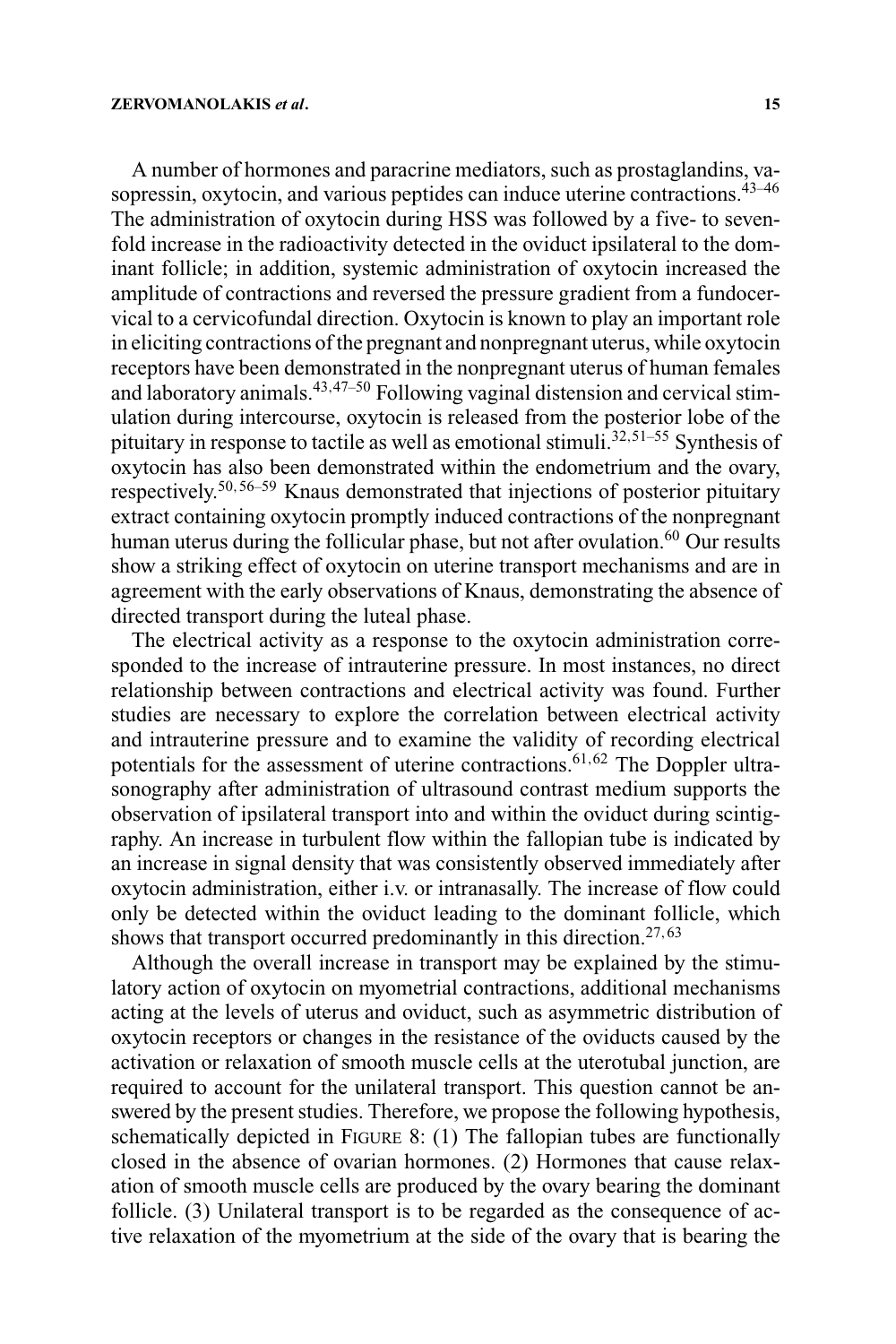A number of hormones and paracrine mediators, such as prostaglandins, vasopressin, oxytocin, and various peptides can induce uterine contractions.[43–46] The administration of oxytocin during HSS was followed by a five- to sevenfold increase in the radioactivity detected in the oviduct ipsilateral to the dominant follicle; in addition, systemic administration of oxytocin increased the amplitude of contractions and reversed the pressure gradient from a fundocervical to a cervicofundal direction. Oxytocin is known to play an important role in eliciting contractions of the pregnant and nonpregnant uterus, while oxytocin receptors have been demonstrated in the nonpregnant uterus of human females and laboratory animals.[43,47–50] Following vaginal distension and cervical stimulation during intercourse, oxytocin is released from the posterior lobe of the pituitary in response to tactile as well as emotional stimuli.[32,51–55] Synthesis of oxytocin has also been demonstrated within the endometrium and the ovary, respectively.[50,56–59] Knaus demonstrated that injections of posterior pituitary extract containing oxytocin promptly induced contractions of the nonpregnant human uterus during the follicular phase, but not after ovulation.[60] Our results show a striking effect of oxytocin on uterine transport mechanisms and are in agreement with the early observations of Knaus, demonstrating the absence of directed transport during the luteal phase.

The electrical activity as a response to the oxytocin administration corresponded to the increase of intrauterine pressure. In most instances, no direct relationship between contractions and electrical activity was found. Further studies are necessary to explore the correlation between electrical activity and intrauterine pressure and to examine the validity of recording electrical potentials for the assessment of uterine contractions.[61,62] The Doppler ultrasonography after administration of ultrasound contrast medium supports the observation of ipsilateral transport into and within the oviduct during scintigraphy. An increase in turbulent flow within the fallopian tube is indicated by an increase in signal density that was consistently observed immediately after oxytocin administration, either i.v. or intranasally. The increase of flow could only be detected within the oviduct leading to the dominant follicle, which shows that transport occurred predominantly in this direction.[27,63]

Although the overall increase in transport may be explained by the stimulatory action of oxytocin on myometrial contractions, additional mechanisms acting at the levels of uterus and oviduct, such as asymmetric distribution of oxytocin receptors or changes in the resistance of the oviducts caused by the activation or relaxation of smooth muscle cells at the uterotubal junction, are required to account for the unilateral transport. This question cannot be answered by the present studies. Therefore, we propose the following hypothesis, schematically depicted in FIGURE 8: (1) The fallopian tubes are functionally closed in the absence of ovarian hormones. (2) Hormones that cause relaxation of smooth muscle cells are produced by the ovary bearing the dominant follicle. (3) Unilateral transport is to be regarded as the consequence of active relaxation of the myometrium at the side of the ovary that is bearing the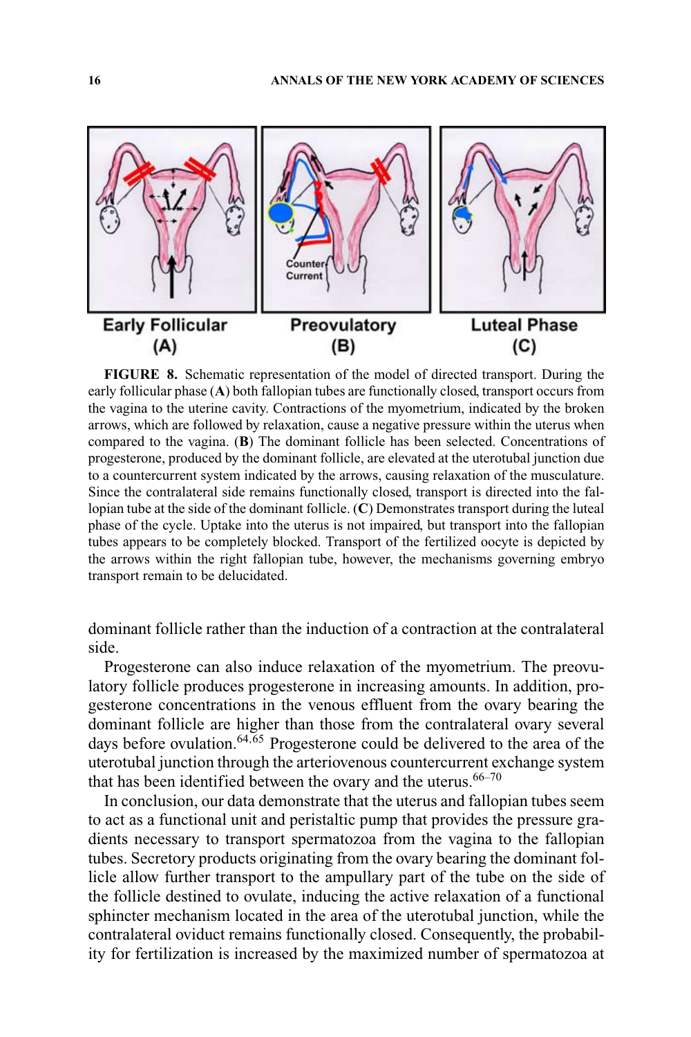**FIGURE 8.** Schematic representation of the model of directed transport. During the early follicular phase (**A**) both fallopian tubes are functionally closed, transport occurs from the vagina to the uterine cavity. Contractions of the myometrium, indicated by the broken arrows, which are followed by relaxation, cause a negative pressure within the uterus when compared to the vagina. (**B**) The dominant follicle has been selected. Concentrations of progesterone, produced by the dominant follicle, are elevated at the uterotubal junction due to a countercurrent system indicated by the arrows, causing relaxation of the musculature. Since the contralateral side remains functionally closed, transport is directed into the fallopian tube at the side of the dominant follicle. (**C**) Demonstrates transport during the luteal phase of the cycle. Uptake into the uterus is not impaired, but transport into the fallopian tubes appears to be completely blocked. Transport of the fertilized oocyte is depicted by the arrows within the right fallopian tube, however, the mechanisms governing embryo transport remain to be delucidated.

dominant follicle rather than the induction of a contraction at the contralateral side.

Progesterone can also induce relaxation of the myometrium. The preovulatory follicle produces progesterone in increasing amounts. In addition, progesterone concentrations in the venous effluent from the ovary bearing the dominant follicle are higher than those from the contralateral ovary several days before ovulation.[64,65] Progesterone could be delivered to the area of the uterotubal junction through the arteriovenous countercurrent exchange system that has been identified between the ovary and the uterus.[66–70]

In conclusion, our data demonstrate that the uterus and fallopian tubes seem to act as a functional unit and peristaltic pump that provides the pressure gradients necessary to transport spermatozoa from the vagina to the fallopian tubes. Secretory products originating from the ovary bearing the dominant follicle allow further transport to the ampullary part of the tube on the side of the follicle destined to ovulate, inducing the active relaxation of a functional sphincter mechanism located in the area of the uterotubal junction, while the contralateral oviduct remains functionally closed. Consequently, the probability for fertilization is increased by the maximized number of spermatozoa at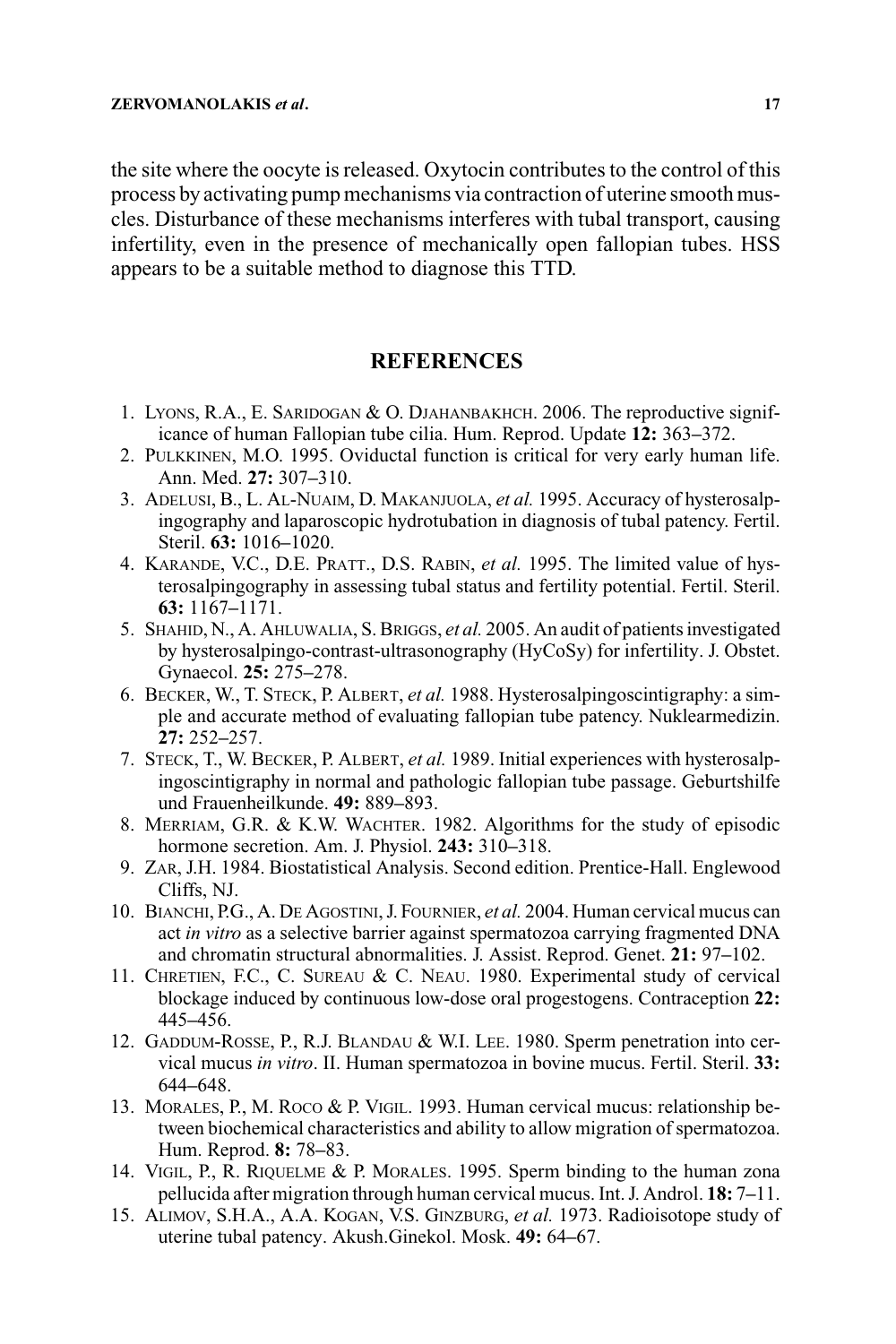the site where the oocyte is released. Oxytocin contributes to the control of this process by activating pump mechanisms via contraction of uterine smooth muscles. Disturbance of these mechanisms interferes with tubal transport, causing infertility, even in the presence of mechanically open fallopian tubes. HSS appears to be a suitable method to diagnose this TTD.

## REFERENCES

1. Lyons, R.A., E. Saridogan & O. Djahanbakhch. 2006. The reproductive significance of human Fallopian tube cilia. Hum. Reprod. Update **12:** 363–372.
2. Pulkkinen, M.O. 1995. Oviductal function is critical for very early human life. Ann. Med. **27:** 307–310.
3. Adelusi, B., L. Al-Nuaim, D. Makanjuola, *et al.* 1995. Accuracy of hysterosalpingography and laparoscopic hydrotubation in diagnosis of tubal patency. Fertil. Steril. **63:** 1016–1020.
4. Karande, V.C., D.E. Pratt., D.S. Rabin, *et al.* 1995. The limited value of hysterosalpingography in assessing tubal status and fertility potential. Fertil. Steril. **63:** 1167–1171.
5. Shahid, N., A. Ahluwalia, S. Briggs, *et al.* 2005. An audit of patients investigated by hysterosalpingo-contrast-ultrasonography (HyCoSy) for infertility. J. Obstet. Gynaecol. **25:** 275–278.
6. Becker, W., T. Steck, P. Albert, *et al.* 1988. Hysterosalpingoscintigraphy: a simple and accurate method of evaluating fallopian tube patency. Nuklearmedizin. **27:** 252–257.
7. Steck, T., W. Becker, P. Albert, *et al.* 1989. Initial experiences with hysterosalpingoscintigraphy in normal and pathologic fallopian tube passage. Geburtshilfe und Frauenheilkunde. **49:** 889–893.
8. Merriam, G.R. & K.W. Wachter. 1982. Algorithms for the study of episodic hormone secretion. Am. J. Physiol. **243:** 310–318.
9. Zar, J.H. 1984. Biostatistical Analysis. Second edition. Prentice-Hall. Englewood Cliffs, NJ.
10. Bianchi, P.G., A. De Agostini, J. Fournier, *et al.* 2004. Human cervical mucus can act *in vitro* as a selective barrier against spermatozoa carrying fragmented DNA and chromatin structural abnormalities. J. Assist. Reprod. Genet. **21:** 97–102.
11. Chretien, F.C., C. Sureau & C. Neau. 1980. Experimental study of cervical blockage induced by continuous low-dose oral progestogens. Contraception **22:** 445–456.
12. Gaddum-Rosse, P., R.J. Blandau & W.I. Lee. 1980. Sperm penetration into cervical mucus *in vitro*. II. Human spermatozoa in bovine mucus. Fertil. Steril. **33:** 644–648.
13. Morales, P., M. Roco & P. Vigil. 1993. Human cervical mucus: relationship between biochemical characteristics and ability to allow migration of spermatozoa. Hum. Reprod. **8:** 78–83.
14. Vigil, P., R. Riquelme & P. Morales. 1995. Sperm binding to the human zona pellucida after migration through human cervical mucus. Int. J. Androl. **18:** 7–11.
15. Alimov, S.H.A., A.A. Kogan, V.S. Ginzburg, *et al.* 1973. Radioisotope study of uterine tubal patency. Akush.Ginekol. Mosk. **49:** 64–67.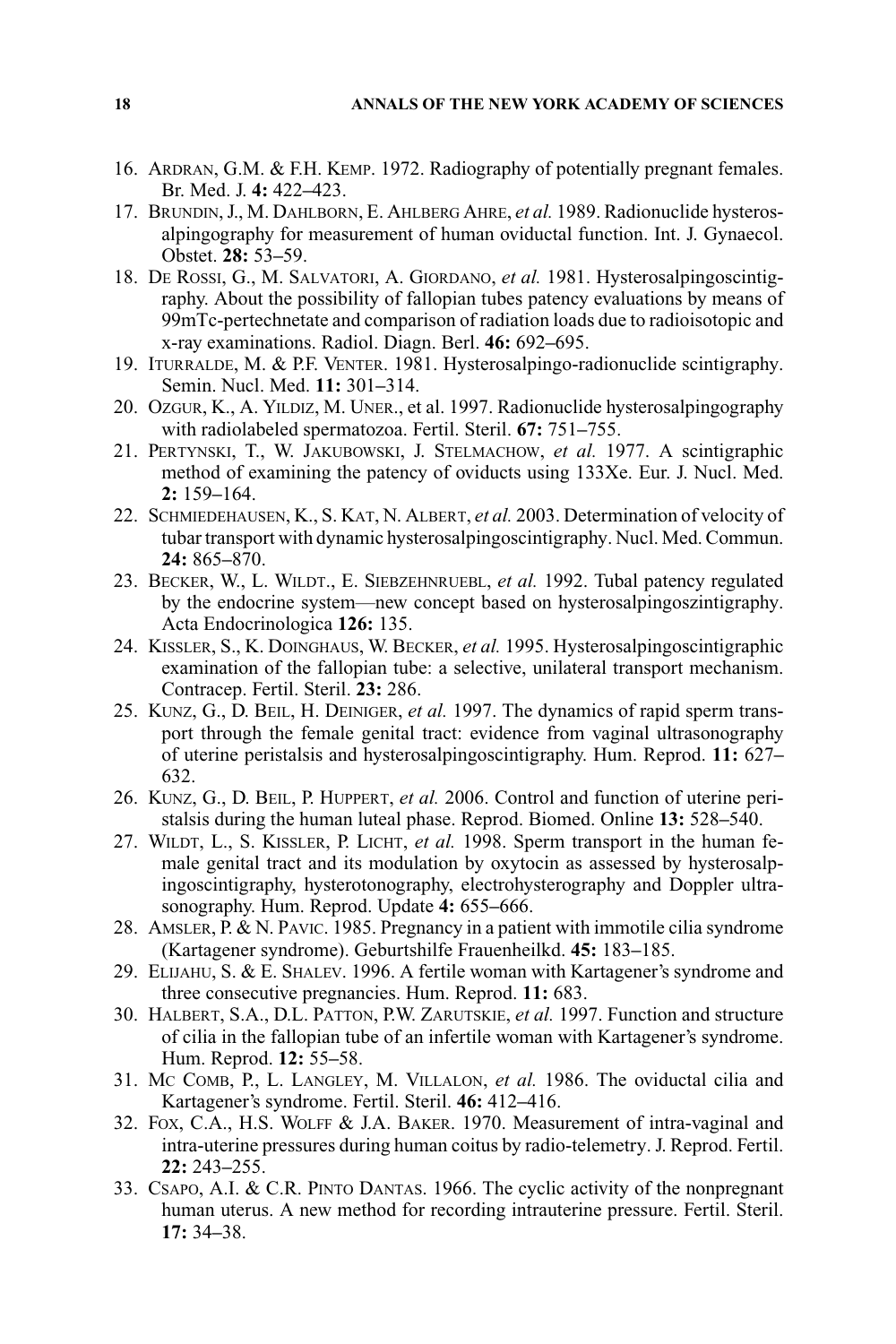16. Ardran, G.M. & F.H. Kemp. 1972. Radiography of potentially pregnant females. Br. Med. J. **4:** 422–423.
17. Brundin, J., M. Dahlborn, E. Ahlberg Ahre, *et al.* 1989. Radionuclide hysterosalpingography for measurement of human oviductal function. Int. J. Gynaecol. Obstet. **28:** 53–59.
18. De Rossi, G., M. Salvatori, A. Giordano, *et al.* 1981. Hysterosalpingoscintigraphy. About the possibility of fallopian tubes patency evaluations by means of 99mTc-pertechnetate and comparison of radiation loads due to radioisotopic and x-ray examinations. Radiol. Diagn. Berl. **46:** 692–695.
19. Iturralde, M. & P.F. Venter. 1981. Hysterosalpingo-radionuclide scintigraphy. Semin. Nucl. Med. **11:** 301–314.
20. Ozgur, K., A. Yildiz, M. Uner., et al. 1997. Radionuclide hysterosalpingography with radiolabeled spermatozoa. Fertil. Steril. **67:** 751–755.
21. Pertynski, T., W. Jakubowski, J. Stelmachow, *et al.* 1977. A scintigraphic method of examining the patency of oviducts using 133Xe. Eur. J. Nucl. Med. **2:** 159–164.
22. Schmiedehausen, K., S. Kat, N. Albert, *et al.* 2003. Determination of velocity of tubar transport with dynamic hysterosalpingoscintigraphy. Nucl. Med. Commun. **24:** 865–870.
23. Becker, W., L. Wildt., E. Siebzehnruebl, *et al.* 1992. Tubal patency regulated by the endocrine system—new concept based on hysterosalpingoszintigraphy. Acta Endocrinologica **126:** 135.
24. Kissler, S., K. Doinghaus, W. Becker, *et al.* 1995. Hysterosalpingoscintigraphic examination of the fallopian tube: a selective, unilateral transport mechanism. Contracep. Fertil. Steril. **23:** 286.
25. Kunz, G., D. Beil, H. Deiniger, *et al.* 1997. The dynamics of rapid sperm transport through the female genital tract: evidence from vaginal ultrasonography of uterine peristalsis and hysterosalpingoscintigraphy. Hum. Reprod. **11:** 627–632.
26. Kunz, G., D. Beil, P. Huppert, *et al.* 2006. Control and function of uterine peristalsis during the human luteal phase. Reprod. Biomed. Online **13:** 528–540.
27. Wildt, L., S. Kissler, P. Licht, *et al.* 1998. Sperm transport in the human female genital tract and its modulation by oxytocin as assessed by hysterosalpingoscintigraphy, hysterotonography, electrohysterography and Doppler ultrasonography. Hum. Reprod. Update **4:** 655–666.
28. Amsler, P. & N. Pavic. 1985. Pregnancy in a patient with immotile cilia syndrome (Kartagener syndrome). Geburtshilfe Frauenheilkd. **45:** 183–185.
29. Elijahu, S. & E. Shalev. 1996. A fertile woman with Kartagener's syndrome and three consecutive pregnancies. Hum. Reprod. **11:** 683.
30. Halbert, S.A., D.L. Patton, P.W. Zarutskie, *et al.* 1997. Function and structure of cilia in the fallopian tube of an infertile woman with Kartagener's syndrome. Hum. Reprod. **12:** 55–58.
31. Mc Comb, P., L. Langley, M. Villalon, *et al.* 1986. The oviductal cilia and Kartagener's syndrome. Fertil. Steril. **46:** 412–416.
32. Fox, C.A., H.S. Wolff & J.A. Baker. 1970. Measurement of intra-vaginal and intra-uterine pressures during human coitus by radio-telemetry. J. Reprod. Fertil. **22:** 243–255.
33. Csapo, A.I. & C.R. Pinto Dantas. 1966. The cyclic activity of the nonpregnant human uterus. A new method for recording intrauterine pressure. Fertil. Steril. **17:** 34–38.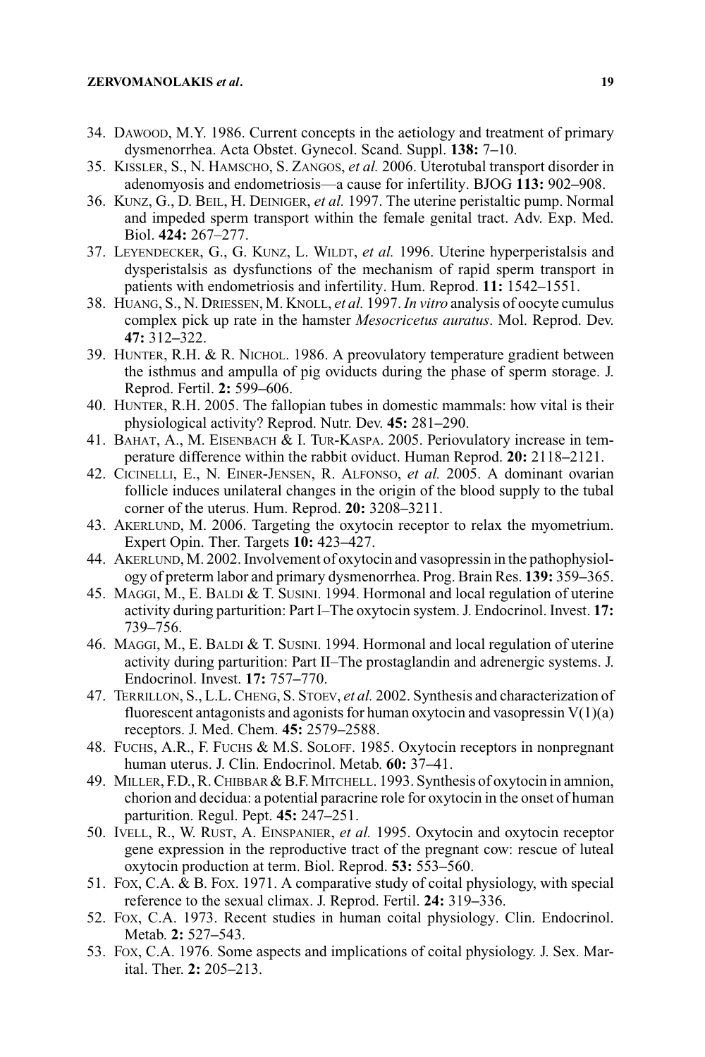34. Dawood, M.Y. 1986. Current concepts in the aetiology and treatment of primary dysmenorrhea. Acta Obstet. Gynecol. Scand. Suppl. **138:** 7–10.
35. Kissler, S., N. Hamscho, S. Zangos, *et al.* 2006. Uterotubal transport disorder in adenomyosis and endometriosis—a cause for infertility. BJOG **113:** 902–908.
36. Kunz, G., D. Beil, H. Deiniger, *et al.* 1997. The uterine peristaltic pump. Normal and impeded sperm transport within the female genital tract. Adv. Exp. Med. Biol. **424:** 267–277.
37. Leyendecker, G., G. Kunz, L. Wildt, *et al.* 1996. Uterine hyperperistalsis and dysperistalsis as dysfunctions of the mechanism of rapid sperm transport in patients with endometriosis and infertility. Hum. Reprod. **11:** 1542–1551.
38. Huang, S., N. Driessen, M. Knoll, *et al.* 1997. *In vitro* analysis of oocyte cumulus complex pick up rate in the hamster *Mesocricetus auratus*. Mol. Reprod. Dev. **47:** 312–322.
39. Hunter, R.H. & R. Nichol. 1986. A preovulatory temperature gradient between the isthmus and ampulla of pig oviducts during the phase of sperm storage. J. Reprod. Fertil. **2:** 599–606.
40. Hunter, R.H. 2005. The fallopian tubes in domestic mammals: how vital is their physiological activity? Reprod. Nutr. Dev. **45:** 281–290.
41. Bahat, A., M. Eisenbach & I. Tur-Kaspa. 2005. Periovulatory increase in temperature difference within the rabbit oviduct. Human Reprod. **20:** 2118–2121.
42. Cicinelli, E., N. Einer-Jensen, R. Alfonso, *et al.* 2005. A dominant ovarian follicle induces unilateral changes in the origin of the blood supply to the tubal corner of the uterus. Hum. Reprod. **20:** 3208–3211.
43. Akerlund, M. 2006. Targeting the oxytocin receptor to relax the myometrium. Expert Opin. Ther. Targets **10:** 423–427.
44. Akerlund, M. 2002. Involvement of oxytocin and vasopressin in the pathophysiology of preterm labor and primary dysmenorrhea. Prog. Brain Res. **139:** 359–365.
45. Maggi, M., E. Baldi & T. Susini. 1994. Hormonal and local regulation of uterine activity during parturition: Part I–The oxytocin system. J. Endocrinol. Invest. **17:** 739–756.
46. Maggi, M., E. Baldi & T. Susini. 1994. Hormonal and local regulation of uterine activity during parturition: Part II–The prostaglandin and adrenergic systems. J. Endocrinol. Invest. **17:** 757–770.
47. Terrillon, S., L.L. Cheng, S. Stoev, *et al.* 2002. Synthesis and characterization of fluorescent antagonists and agonists for human oxytocin and vasopressin V(1)(a) receptors. J. Med. Chem. **45:** 2579–2588.
48. Fuchs, A.R., F. Fuchs & M.S. Soloff. 1985. Oxytocin receptors in nonpregnant human uterus. J. Clin. Endocrinol. Metab. **60:** 37–41.
49. Miller, F.D., R. Chibbar & B.F. Mitchell. 1993. Synthesis of oxytocin in amnion, chorion and decidua: a potential paracrine role for oxytocin in the onset of human parturition. Regul. Pept. **45:** 247–251.
50. Ivell, R., W. Rust, A. Einspanier, *et al.* 1995. Oxytocin and oxytocin receptor gene expression in the reproductive tract of the pregnant cow: rescue of luteal oxytocin production at term. Biol. Reprod. **53:** 553–560.
51. Fox, C.A. & B. Fox. 1971. A comparative study of coital physiology, with special reference to the sexual climax. J. Reprod. Fertil. **24:** 319–336.
52. Fox, C.A. 1973. Recent studies in human coital physiology. Clin. Endocrinol. Metab. **2:** 527–543.
53. Fox, C.A. 1976. Some aspects and implications of coital physiology. J. Sex. Marital. Ther. **2:** 205–213.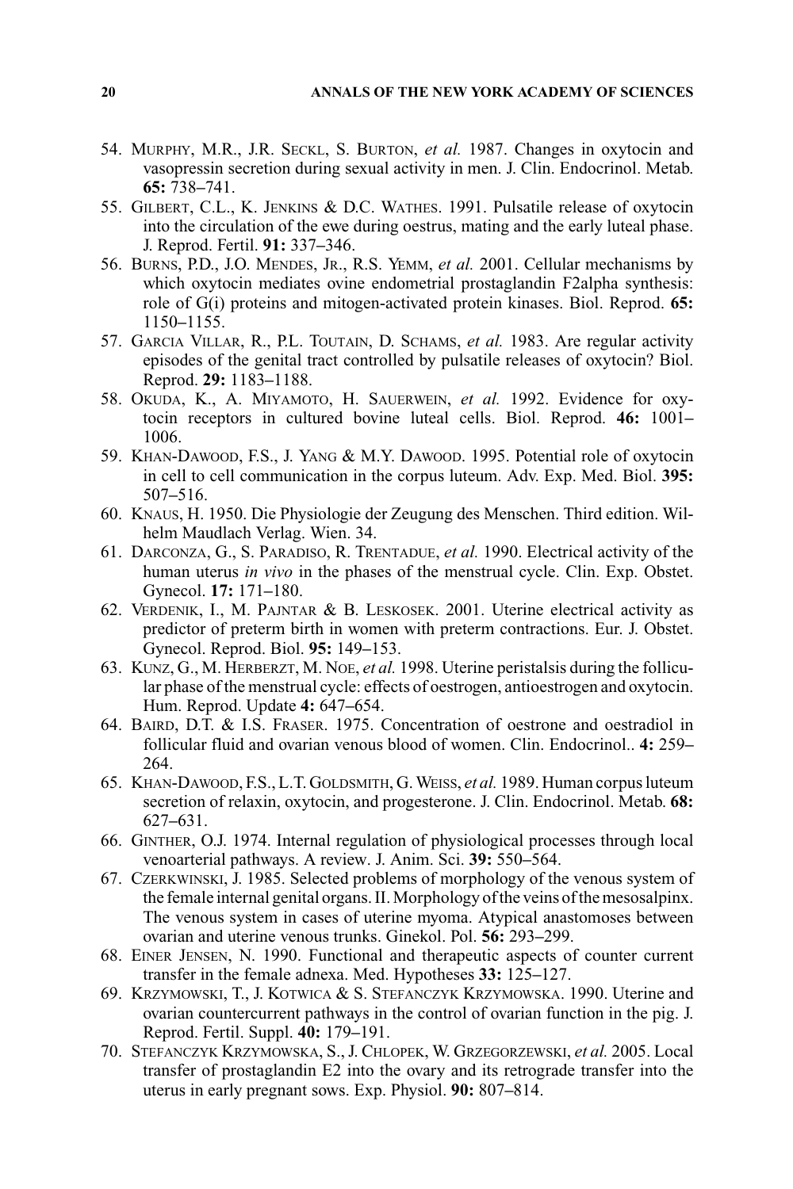54. Murphy, M.R., J.R. Seckl, S. Burton, *et al.* 1987. Changes in oxytocin and vasopressin secretion during sexual activity in men. J. Clin. Endocrinol. Metab. **65:** 738–741.
55. Gilbert, C.L., K. Jenkins & D.C. Wathes. 1991. Pulsatile release of oxytocin into the circulation of the ewe during oestrus, mating and the early luteal phase. J. Reprod. Fertil. **91:** 337–346.
56. Burns, P.D., J.O. Mendes, Jr., R.S. Yemm, *et al.* 2001. Cellular mechanisms by which oxytocin mediates ovine endometrial prostaglandin F2alpha synthesis: role of G(i) proteins and mitogen-activated protein kinases. Biol. Reprod. **65:** 1150–1155.
57. Garcia Villar, R., P.L. Toutain, D. Schams, *et al.* 1983. Are regular activity episodes of the genital tract controlled by pulsatile releases of oxytocin? Biol. Reprod. **29:** 1183–1188.
58. Okuda, K., A. Miyamoto, H. Sauerwein, *et al.* 1992. Evidence for oxytocin receptors in cultured bovine luteal cells. Biol. Reprod. **46:** 1001–1006.
59. Khan-Dawood, F.S., J. Yang & M.Y. Dawood. 1995. Potential role of oxytocin in cell to cell communication in the corpus luteum. Adv. Exp. Med. Biol. **395:** 507–516.
60. Knaus, H. 1950. Die Physiologie der Zeugung des Menschen. Third edition. Wilhelm Maudlach Verlag. Wien. 34.
61. Darconza, G., S. Paradiso, R. Trentadue, *et al.* 1990. Electrical activity of the human uterus *in vivo* in the phases of the menstrual cycle. Clin. Exp. Obstet. Gynecol. **17:** 171–180.
62. Verdenik, I., M. Pajntar & B. Leskosek. 2001. Uterine electrical activity as predictor of preterm birth in women with preterm contractions. Eur. J. Obstet. Gynecol. Reprod. Biol. **95:** 149–153.
63. Kunz, G., M. Herberzt, M. Noe, *et al.* 1998. Uterine peristalsis during the follicular phase of the menstrual cycle: effects of oestrogen, antioestrogen and oxytocin. Hum. Reprod. Update **4:** 647–654.
64. Baird, D.T. & I.S. Fraser. 1975. Concentration of oestrone and oestradiol in follicular fluid and ovarian venous blood of women. Clin. Endocrinol.. **4:** 259–264.
65. Khan-Dawood, F.S., L.T. Goldsmith, G. Weiss, *et al.* 1989. Human corpus luteum secretion of relaxin, oxytocin, and progesterone. J. Clin. Endocrinol. Metab. **68:** 627–631.
66. Ginther, O.J. 1974. Internal regulation of physiological processes through local venoarterial pathways. A review. J. Anim. Sci. **39:** 550–564.
67. Czerkwinski, J. 1985. Selected problems of morphology of the venous system of the female internal genital organs. II. Morphology of the veins of the mesosalpinx. The venous system in cases of uterine myoma. Atypical anastomoses between ovarian and uterine venous trunks. Ginekol. Pol. **56:** 293–299.
68. Einer Jensen, N. 1990. Functional and therapeutic aspects of counter current transfer in the female adnexa. Med. Hypotheses **33:** 125–127.
69. Krzymowski, T., J. Kotwica & S. Stefanczyk Krzymowska. 1990. Uterine and ovarian countercurrent pathways in the control of ovarian function in the pig. J. Reprod. Fertil. Suppl. **40:** 179–191.
70. Stefanczyk Krzymowska, S., J. Chlopek, W. Grzegorzewski, *et al.* 2005. Local transfer of prostaglandin E2 into the ovary and its retrograde transfer into the uterus in early pregnant sows. Exp. Physiol. **90:** 807–814.